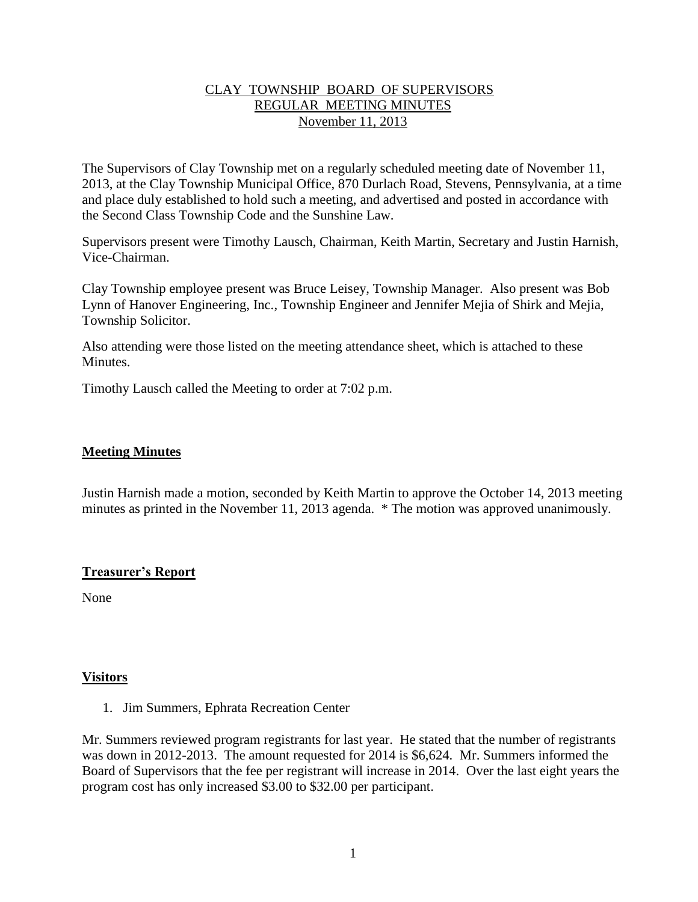# CLAY TOWNSHIP BOARD OF SUPERVISORS
## REGULAR MEETING MINUTES
### November 11, 2013

The Supervisors of Clay Township met on a regularly scheduled meeting date of November 11, 2013, at the Clay Township Municipal Office, 870 Durlach Road, Stevens, Pennsylvania, at a time and place duly established to hold such a meeting, and advertised and posted in accordance with the Second Class Township Code and the Sunshine Law.

Supervisors present were Timothy Lausch, Chairman, Keith Martin, Secretary and Justin Harnish, Vice-Chairman.

Clay Township employee present was Bruce Leisey, Township Manager. Also present was Bob Lynn of Hanover Engineering, Inc., Township Engineer and Jennifer Mejia of Shirk and Mejia, Township Solicitor.

Also attending were those listed on the meeting attendance sheet, which is attached to these Minutes.

Timothy Lausch called the Meeting to order at 7:02 p.m.

**Meeting Minutes**

Justin Harnish made a motion, seconded by Keith Martin to approve the October 14, 2013 meeting minutes as printed in the November 11, 2013 agenda. * The motion was approved unanimously.

**Treasurer's Report**

None

**Visitors**

1. Jim Summers, Ephrata Recreation Center

Mr. Summers reviewed program registrants for last year. He stated that the number of registrants was down in 2012-2013. The amount requested for 2014 is $6,624. Mr. Summers informed the Board of Supervisors that the fee per registrant will increase in 2014. Over the last eight years the program cost has only increased $3.00 to $32.00 per participant.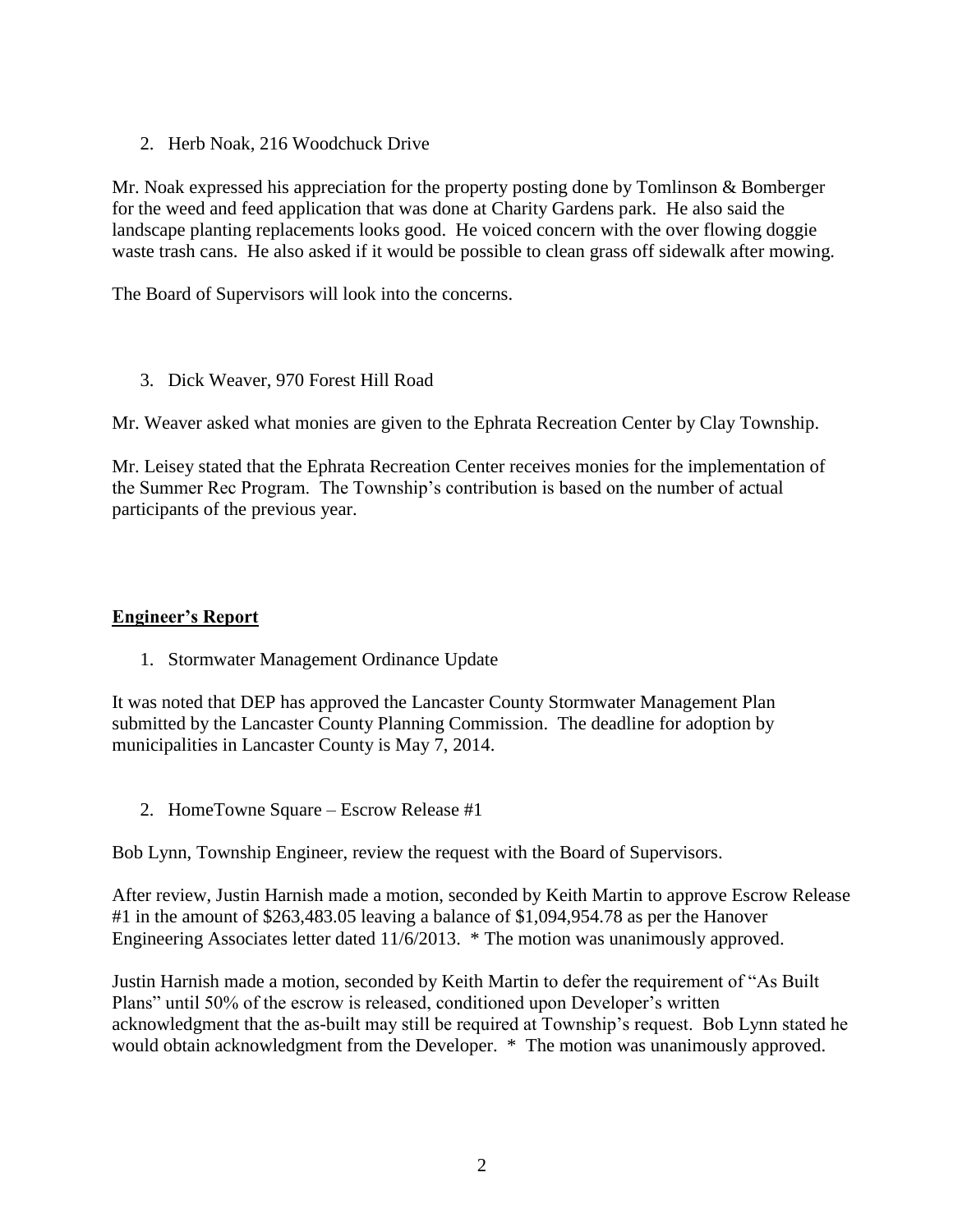2. Herb Noak, 216 Woodchuck Drive

Mr. Noak expressed his appreciation for the property posting done by Tomlinson & Bomberger for the weed and feed application that was done at Charity Gardens park. He also said the landscape planting replacements looks good. He voiced concern with the over flowing doggie waste trash cans. He also asked if it would be possible to clean grass off sidewalk after mowing.

The Board of Supervisors will look into the concerns.

3. Dick Weaver, 970 Forest Hill Road

Mr. Weaver asked what monies are given to the Ephrata Recreation Center by Clay Township.

Mr. Leisey stated that the Ephrata Recreation Center receives monies for the implementation of the Summer Rec Program. The Township's contribution is based on the number of actual participants of the previous year.

## **Engineer's Report**

1. Stormwater Management Ordinance Update

It was noted that DEP has approved the Lancaster County Stormwater Management Plan submitted by the Lancaster County Planning Commission. The deadline for adoption by municipalities in Lancaster County is May 7, 2014.

2. HomeTowne Square – Escrow Release #1

Bob Lynn, Township Engineer, review the request with the Board of Supervisors.

After review, Justin Harnish made a motion, seconded by Keith Martin to approve Escrow Release #1 in the amount of $263,483.05 leaving a balance of $1,094,954.78 as per the Hanover Engineering Associates letter dated 11/6/2013. * The motion was unanimously approved.

Justin Harnish made a motion, seconded by Keith Martin to defer the requirement of "As Built Plans" until 50% of the escrow is released, conditioned upon Developer's written acknowledgment that the as-built may still be required at Township's request. Bob Lynn stated he would obtain acknowledgment from the Developer. * The motion was unanimously approved.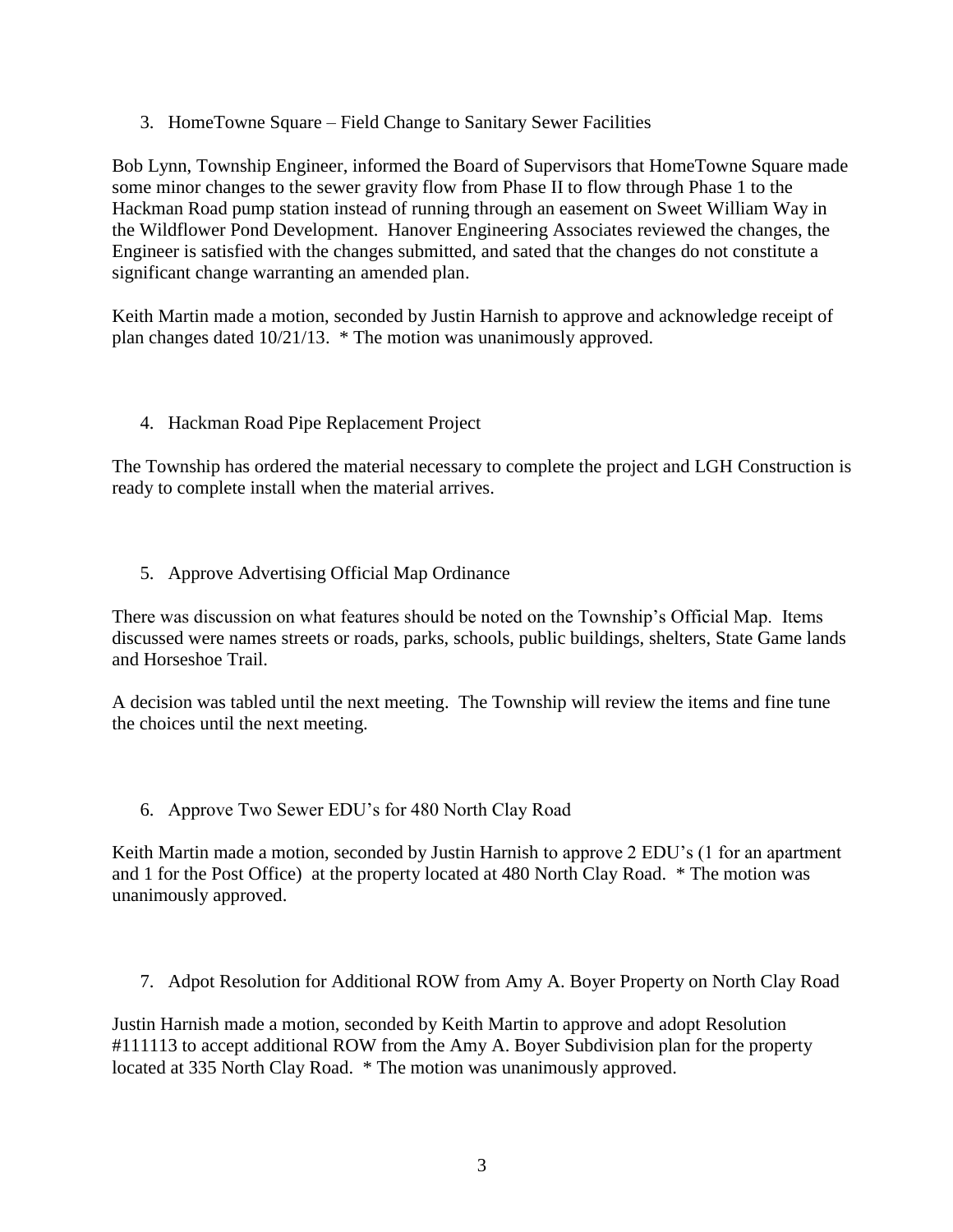3. HomeTowne Square – Field Change to Sanitary Sewer Facilities

Bob Lynn, Township Engineer, informed the Board of Supervisors that HomeTowne Square made some minor changes to the sewer gravity flow from Phase II to flow through Phase 1 to the Hackman Road pump station instead of running through an easement on Sweet William Way in the Wildflower Pond Development. Hanover Engineering Associates reviewed the changes, the Engineer is satisfied with the changes submitted, and sated that the changes do not constitute a significant change warranting an amended plan.

Keith Martin made a motion, seconded by Justin Harnish to approve and acknowledge receipt of plan changes dated 10/21/13. * The motion was unanimously approved.

4. Hackman Road Pipe Replacement Project

The Township has ordered the material necessary to complete the project and LGH Construction is ready to complete install when the material arrives.

5. Approve Advertising Official Map Ordinance

There was discussion on what features should be noted on the Township's Official Map. Items discussed were names streets or roads, parks, schools, public buildings, shelters, State Game lands and Horseshoe Trail.

A decision was tabled until the next meeting. The Township will review the items and fine tune the choices until the next meeting.

6. Approve Two Sewer EDU's for 480 North Clay Road

Keith Martin made a motion, seconded by Justin Harnish to approve 2 EDU's (1 for an apartment and 1 for the Post Office) at the property located at 480 North Clay Road. * The motion was unanimously approved.

7. Adpot Resolution for Additional ROW from Amy A. Boyer Property on North Clay Road

Justin Harnish made a motion, seconded by Keith Martin to approve and adopt Resolution #111113 to accept additional ROW from the Amy A. Boyer Subdivision plan for the property located at 335 North Clay Road. * The motion was unanimously approved.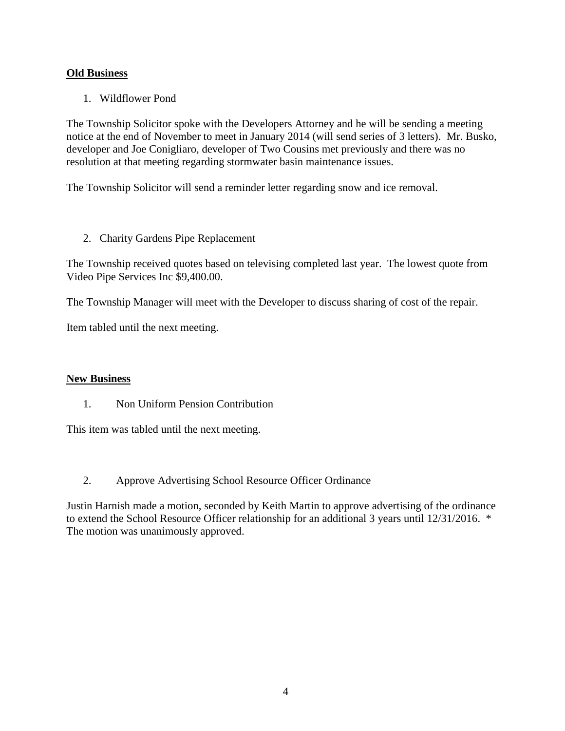**Old Business**

1. Wildflower Pond

The Township Solicitor spoke with the Developers Attorney and he will be sending a meeting notice at the end of November to meet in January 2014 (will send series of 3 letters). Mr. Busko, developer and Joe Conigliaro, developer of Two Cousins met previously and there was no resolution at that meeting regarding stormwater basin maintenance issues.

The Township Solicitor will send a reminder letter regarding snow and ice removal.

2. Charity Gardens Pipe Replacement

The Township received quotes based on televising completed last year. The lowest quote from Video Pipe Services Inc $9,400.00.

The Township Manager will meet with the Developer to discuss sharing of cost of the repair.

Item tabled until the next meeting.

**New Business**

1. Non Uniform Pension Contribution

This item was tabled until the next meeting.

2. Approve Advertising School Resource Officer Ordinance

Justin Harnish made a motion, seconded by Keith Martin to approve advertising of the ordinance to extend the School Resource Officer relationship for an additional 3 years until 12/31/2016. * The motion was unanimously approved.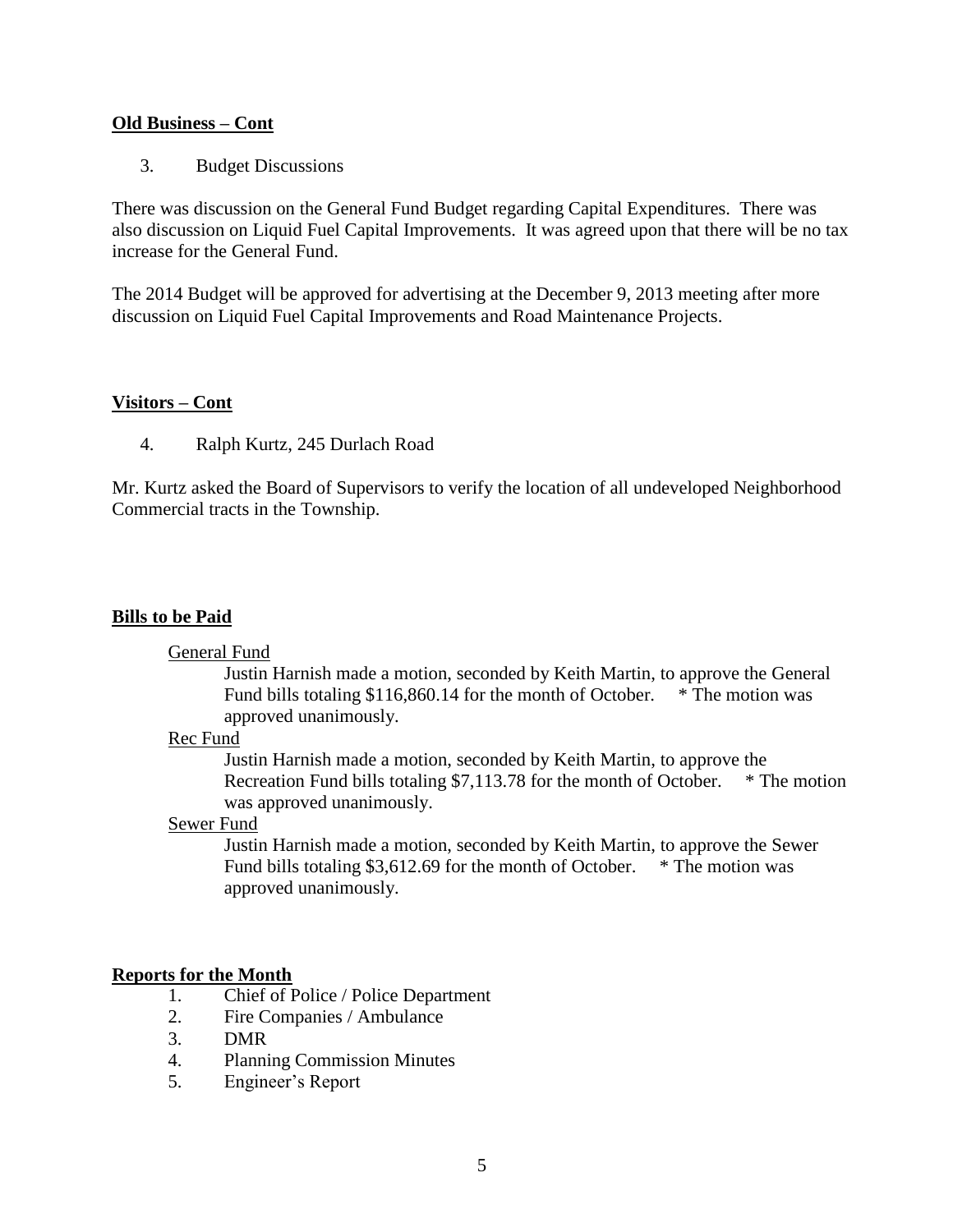**Old Business – Cont**

3. Budget Discussions

There was discussion on the General Fund Budget regarding Capital Expenditures. There was also discussion on Liquid Fuel Capital Improvements. It was agreed upon that there will be no tax increase for the General Fund.

The 2014 Budget will be approved for advertising at the December 9, 2013 meeting after more discussion on Liquid Fuel Capital Improvements and Road Maintenance Projects.

**Visitors – Cont**

4. Ralph Kurtz, 245 Durlach Road

Mr. Kurtz asked the Board of Supervisors to verify the location of all undeveloped Neighborhood Commercial tracts in the Township.

**Bills to be Paid**

General Fund

Justin Harnish made a motion, seconded by Keith Martin, to approve the General Fund bills totaling $116,860.14 for the month of October. * The motion was approved unanimously.

Rec Fund

Justin Harnish made a motion, seconded by Keith Martin, to approve the Recreation Fund bills totaling $7,113.78 for the month of October. * The motion was approved unanimously.

Sewer Fund

Justin Harnish made a motion, seconded by Keith Martin, to approve the Sewer Fund bills totaling $3,612.69 for the month of October. * The motion was approved unanimously.

**Reports for the Month**

1. Chief of Police / Police Department
2. Fire Companies / Ambulance
3. DMR
4. Planning Commission Minutes
5. Engineer's Report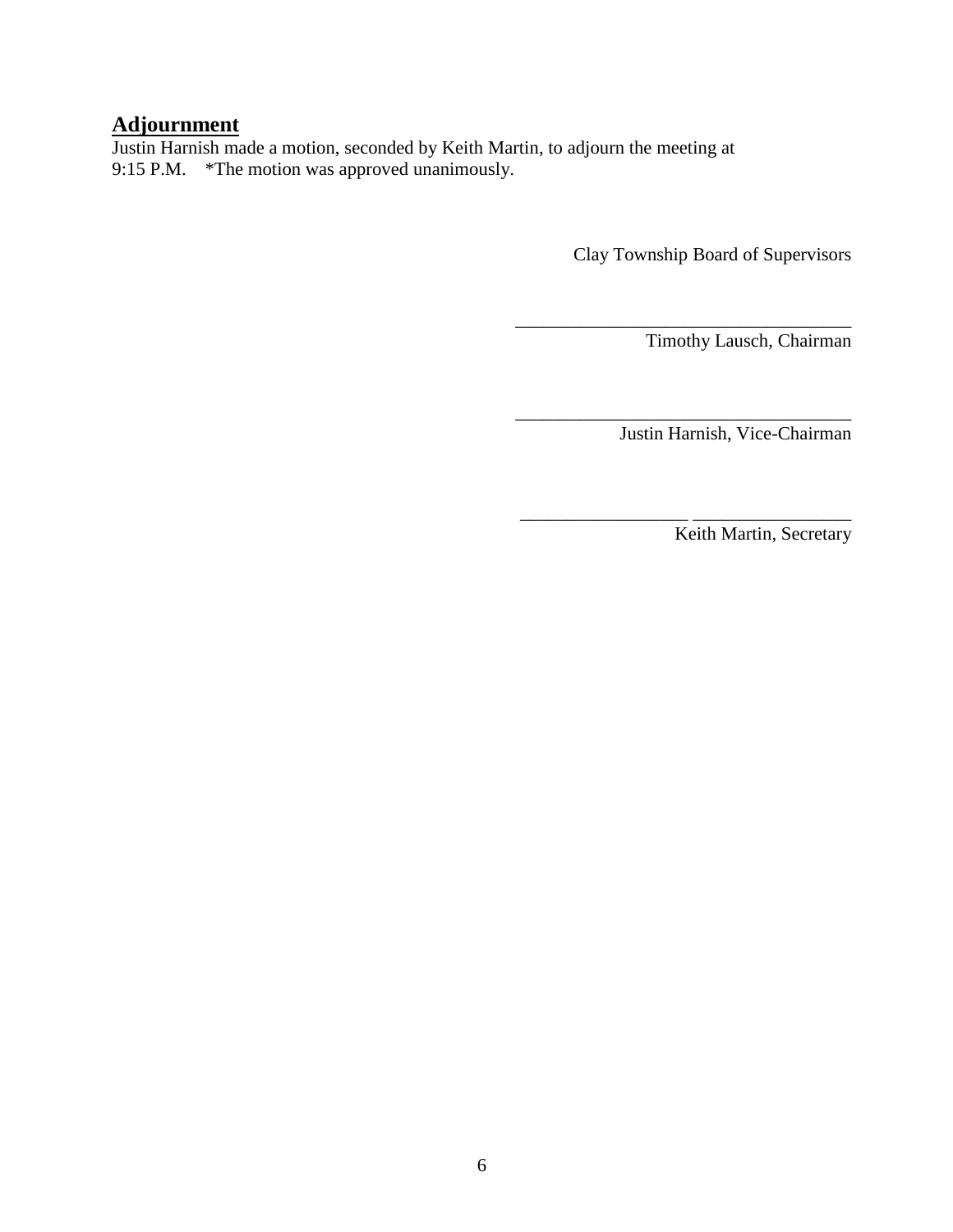## Adjournment

Justin Harnish made a motion, seconded by Keith Martin, to adjourn the meeting at 9:15 P.M. *The motion was approved unanimously.

Clay Township Board of Supervisors

_____________________________________
Timothy Lausch, Chairman

_____________________________________
Justin Harnish, Vice-Chairman

__________________ _________________
Keith Martin, Secretary